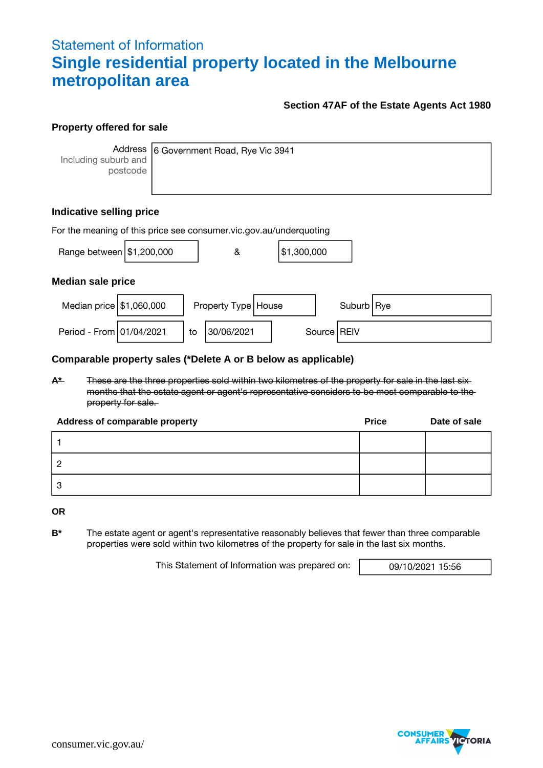## Statement of Information

# Single residential property located in the Melbourne metropolitan area

**Section 47AF of the Estate Agents Act 1980**

### Property offered for sale

| Address Including suburb and postcode | 6 Government Road, Rye Vic 3941 |
|---|---|

### Indicative selling price

For the meaning of this price see consumer.vic.gov.au/underquoting

Range between $1,200,000 & $1,300,000

### Median sale price

| Median price | $1,060,000 | Property Type | House | Suburb | Rye |
|---|---|---|---|---|---|
| Period - From | 01/04/2021 | to | 30/06/2021 | Source | REIV |

### Comparable property sales (*Delete A or B below as applicable)

~~**A*** These are the three properties sold within two kilometres of the property for sale in the last six months that the estate agent or agent's representative considers to be most comparable to the property for sale.~~

| Address of comparable property | Price | Date of sale |
|---|---|---|
| 1 | | |
| 2 | | |
| 3 | | |

**OR**

**B*** The estate agent or agent's representative reasonably believes that fewer than three comparable properties were sold within two kilometres of the property for sale in the last six months.

This Statement of Information was prepared on: 09/10/2021 15:56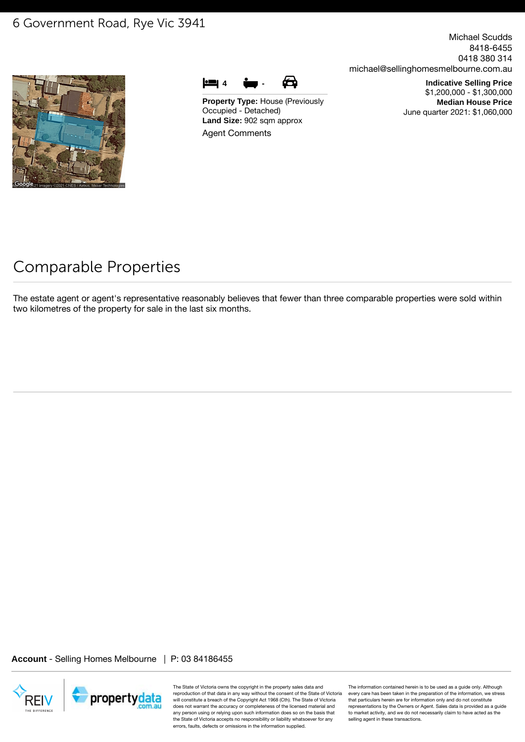# 6 Government Road, Rye Vic 3941

Michael Scudds
8418-6455
0418 380 314
michael@sellinghomesmelbourne.com.au

4 · - ·

**Property Type:** House (Previously Occupied - Detached)
**Land Size:** 902 sqm approx
Agent Comments

**Indicative Selling Price**
$1,200,000 - $1,300,000
**Median House Price**
June quarter 2021: $1,060,000

## Comparable Properties

The estate agent or agent's representative reasonably believes that fewer than three comparable properties were sold within two kilometres of the property for sale in the last six months.

**Account** - Selling Homes Melbourne | P: 03 84186455

The State of Victoria owns the copyright in the property sales data and reproduction of that data in any way without the consent of the State of Victoria will constitute a breach of the Copyright Act 1968 (Cth). The State of Victoria does not warrant the accuracy or completeness of the licensed material and any person using or relying upon such information does so on the basis that the State of Victoria accepts no responsibility or liability whatsoever for any errors, faults, defects or omissions in the information supplied.

The information contained herein is to be used as a guide only. Although every care has been taken in the preparation of the information, we stress that particulars herein are for information only and do not constitute representations by the Owners or Agent. Sales data is provided as a guide to market activity, and we do not necessarily claim to have acted as the selling agent in these transactions.